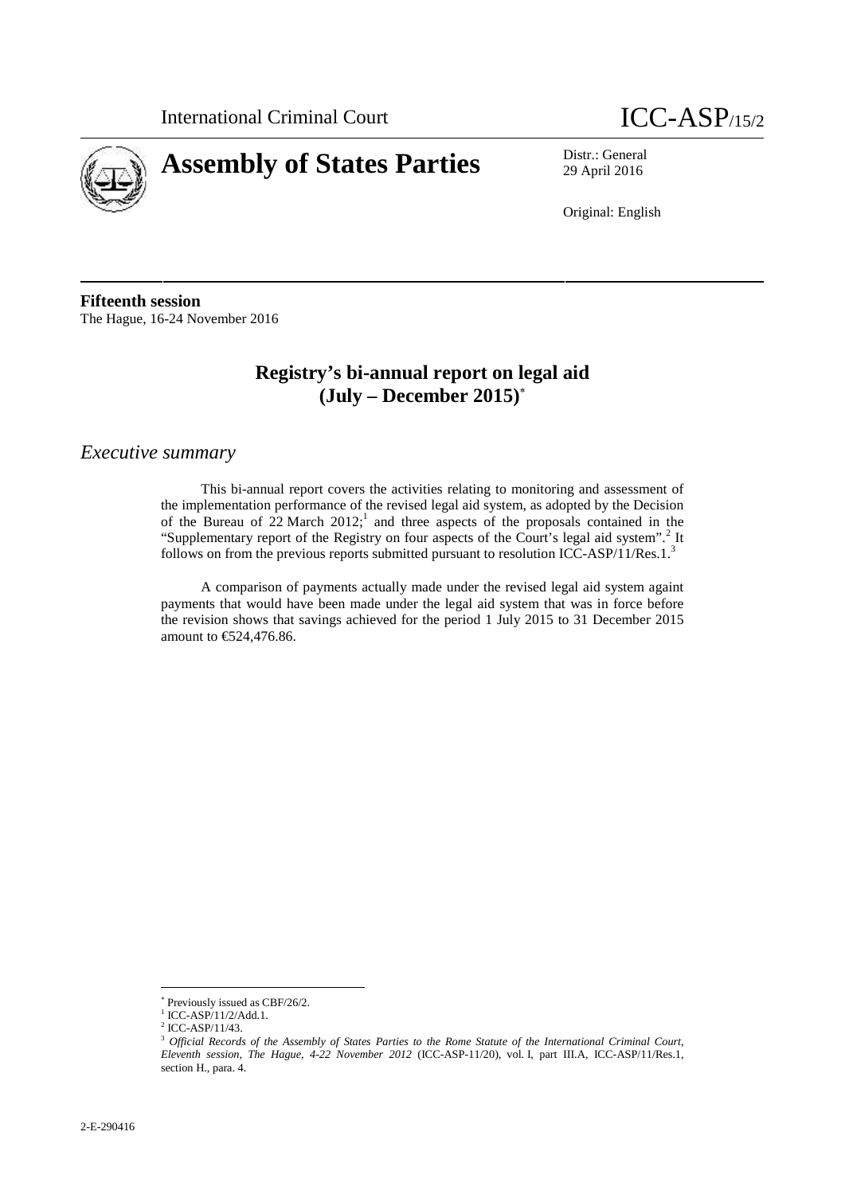International Criminal Court

ICC-ASP/15/2

# Assembly of States Parties

Distr.: General
29 April 2016

Original: English

**Fifteenth session**
The Hague, 16-24 November 2016

## Registry's bi-annual report on legal aid (July – December 2015)[*]

## *Executive summary*

This bi-annual report covers the activities relating to monitoring and assessment of the implementation performance of the revised legal aid system, as adopted by the Decision of the Bureau of 22 March 2012;[1] and three aspects of the proposals contained in the "Supplementary report of the Registry on four aspects of the Court's legal aid system".[2] It follows on from the previous reports submitted pursuant to resolution ICC-ASP/11/Res.1.[3]

A comparison of payments actually made under the revised legal aid system againt payments that would have been made under the legal aid system that was in force before the revision shows that savings achieved for the period 1 July 2015 to 31 December 2015 amount to €524,476.86.

---

[*] Previously issued as CBF/26/2.
[1] ICC-ASP/11/2/Add.1.
[2] ICC-ASP/11/43.
[3] *Official Records of the Assembly of States Parties to the Rome Statute of the International Criminal Court, Eleventh session, The Hague, 4-22 November 2012* (ICC-ASP-11/20), vol. I, part III.A, ICC-ASP/11/Res.1, section H., para. 4.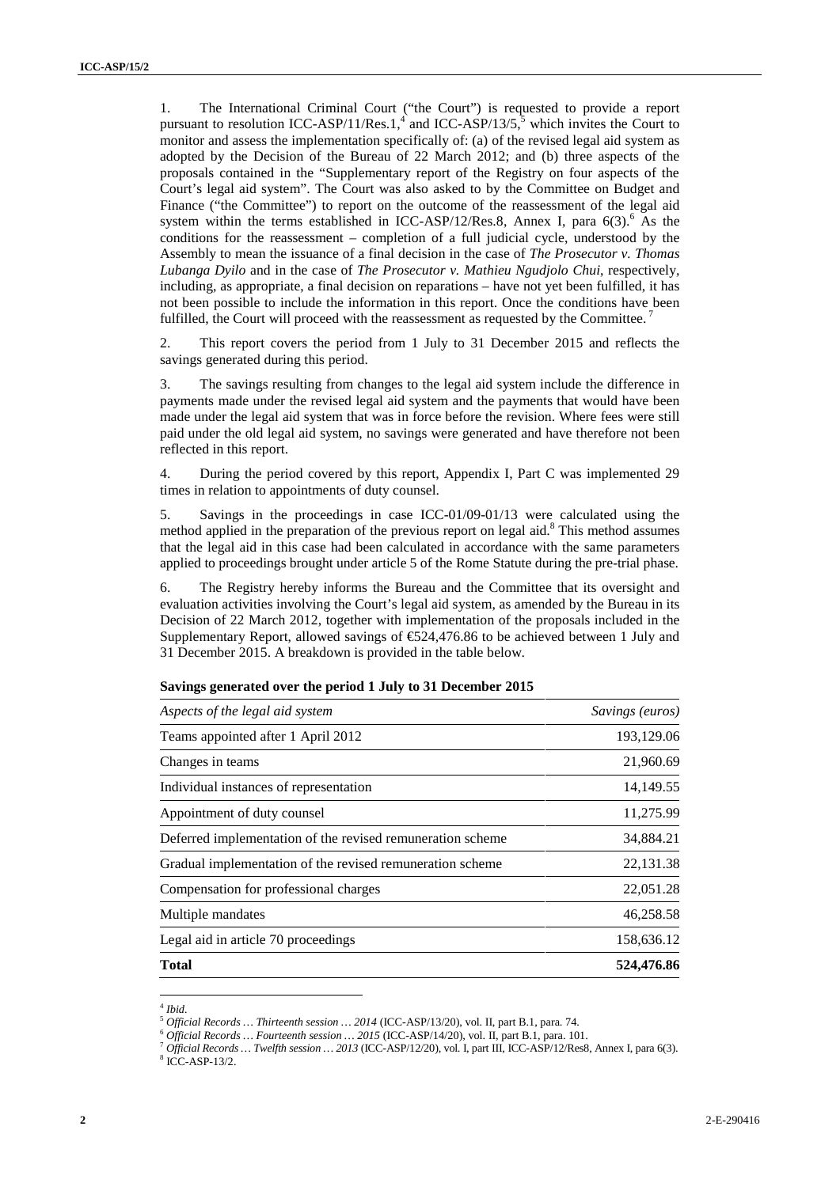1. The International Criminal Court ("the Court") is requested to provide a report pursuant to resolution ICC-ASP/11/Res.1,[4] and ICC-ASP/13/5,[5] which invites the Court to monitor and assess the implementation specifically of: (a) of the revised legal aid system as adopted by the Decision of the Bureau of 22 March 2012; and (b) three aspects of the proposals contained in the "Supplementary report of the Registry on four aspects of the Court's legal aid system". The Court was also asked to by the Committee on Budget and Finance ("the Committee") to report on the outcome of the reassessment of the legal aid system within the terms established in ICC-ASP/12/Res.8, Annex I, para 6(3).[6] As the conditions for the reassessment – completion of a full judicial cycle, understood by the Assembly to mean the issuance of a final decision in the case of *The Prosecutor v. Thomas Lubanga Dyilo* and in the case of *The Prosecutor v. Mathieu Ngudjolo Chui*, respectively, including, as appropriate, a final decision on reparations – have not yet been fulfilled, it has not been possible to include the information in this report. Once the conditions have been fulfilled, the Court will proceed with the reassessment as requested by the Committee.[7]

2. This report covers the period from 1 July to 31 December 2015 and reflects the savings generated during this period.

3. The savings resulting from changes to the legal aid system include the difference in payments made under the revised legal aid system and the payments that would have been made under the legal aid system that was in force before the revision. Where fees were still paid under the old legal aid system, no savings were generated and have therefore not been reflected in this report.

4. During the period covered by this report, Appendix I, Part C was implemented 29 times in relation to appointments of duty counsel.

5. Savings in the proceedings in case ICC-01/09-01/13 were calculated using the method applied in the preparation of the previous report on legal aid.[8] This method assumes that the legal aid in this case had been calculated in accordance with the same parameters applied to proceedings brought under article 5 of the Rome Statute during the pre-trial phase.

6. The Registry hereby informs the Bureau and the Committee that its oversight and evaluation activities involving the Court's legal aid system, as amended by the Bureau in its Decision of 22 March 2012, together with implementation of the proposals included in the Supplementary Report, allowed savings of €524,476.86 to be achieved between 1 July and 31 December 2015. A breakdown is provided in the table below.

**Savings generated over the period 1 July to 31 December 2015**

| *Aspects of the legal aid system* | *Savings (euros)* |
|---|---|
| Teams appointed after 1 April 2012 | 193,129.06 |
| Changes in teams | 21,960.69 |
| Individual instances of representation | 14,149.55 |
| Appointment of duty counsel | 11,275.99 |
| Deferred implementation of the revised remuneration scheme | 34,884.21 |
| Gradual implementation of the revised remuneration scheme | 22,131.38 |
| Compensation for professional charges | 22,051.28 |
| Multiple mandates | 46,258.58 |
| Legal aid in article 70 proceedings | 158,636.12 |
| **Total** | **524,476.86** |

---

[4] *Ibid.*

[5] *Official Records … Thirteenth session … 2014* (ICC-ASP/13/20), vol. II, part B.1, para. 74.

[6] *Official Records … Fourteenth session … 2015* (ICC-ASP/14/20), vol. II, part B.1, para. 101.

[7] *Official Records … Twelfth session … 2013* (ICC-ASP/12/20), vol. I, part III, ICC-ASP/12/Res8, Annex I, para 6(3).

[8] ICC-ASP-13/2.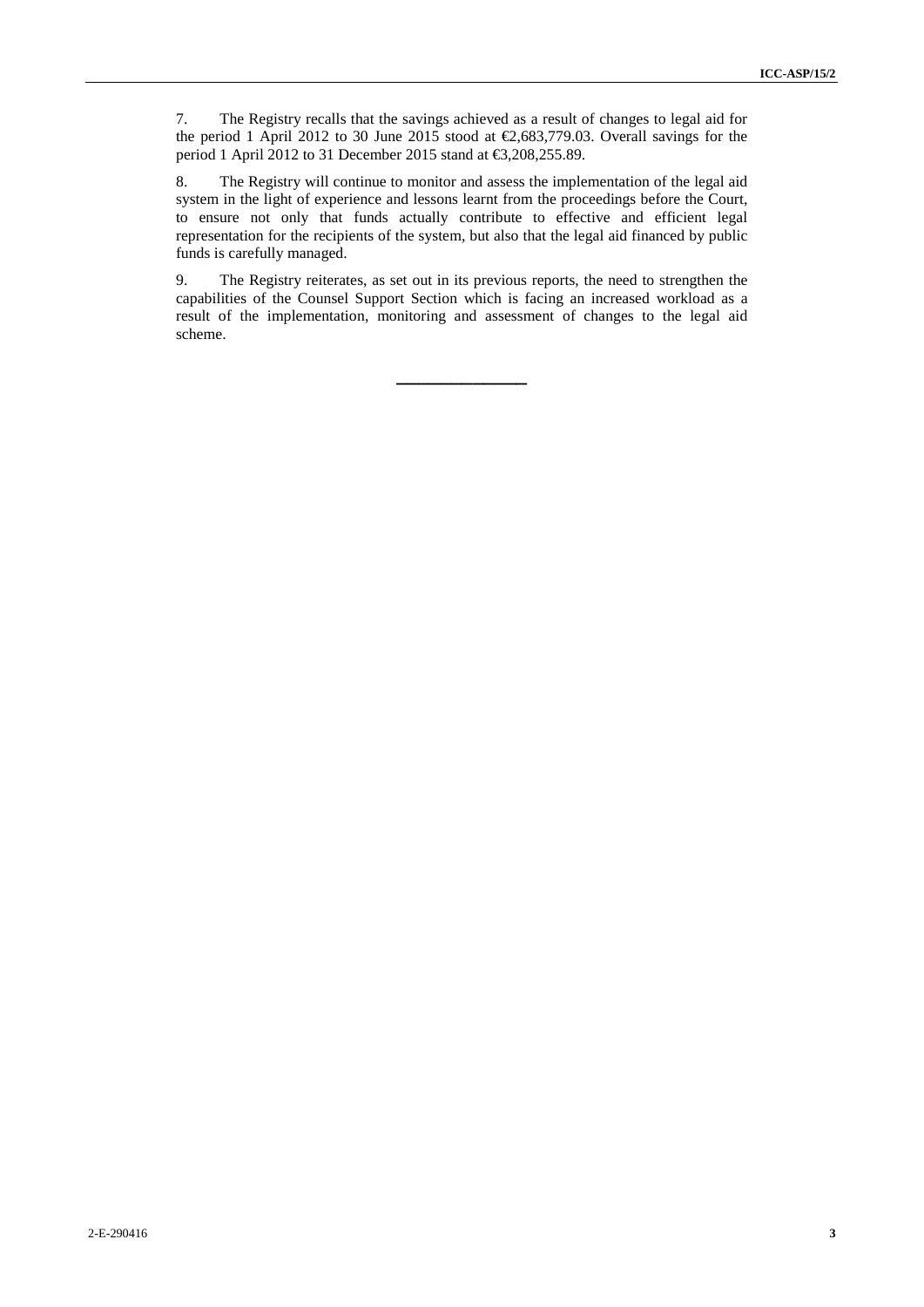7. The Registry recalls that the savings achieved as a result of changes to legal aid for the period 1 April 2012 to 30 June 2015 stood at €2,683,779.03. Overall savings for the period 1 April 2012 to 31 December 2015 stand at €3,208,255.89.

8. The Registry will continue to monitor and assess the implementation of the legal aid system in the light of experience and lessons learnt from the proceedings before the Court, to ensure not only that funds actually contribute to effective and efficient legal representation for the recipients of the system, but also that the legal aid financed by public funds is carefully managed.

9. The Registry reiterates, as set out in its previous reports, the need to strengthen the capabilities of the Counsel Support Section which is facing an increased workload as a result of the implementation, monitoring and assessment of changes to the legal aid scheme.

---